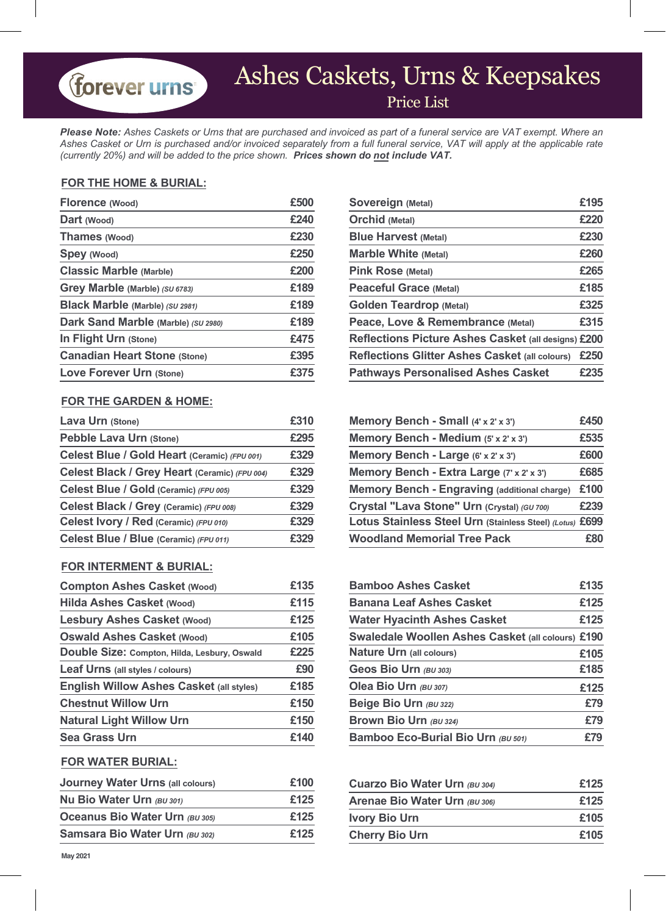forever urns

# Ashes Caskets, Urns & Keepsakes

## Price List

***Please Note:*** *Ashes Caskets or Urns that are purchased and invoiced as part of a funeral service are VAT exempt. Where an Ashes Casket or Urn is purchased and/or invoiced separately from a full funeral service, VAT will apply at the applicable rate (currently 20%) and will be added to the price shown.* ***Prices shown do not include VAT.***

### FOR THE HOME & BURIAL:

| Item | Price |
|---|---|
| Florence (Wood) | £500 |
| Dart (Wood) | £240 |
| Thames (Wood) | £230 |
| Spey (Wood) | £250 |
| Classic Marble (Marble) | £200 |
| Grey Marble (Marble) *(SU 6783)* | £189 |
| Black Marble (Marble) *(SU 2981)* | £189 |
| Dark Sand Marble (Marble) *(SU 2980)* | £189 |
| In Flight Urn (Stone) | £475 |
| Canadian Heart Stone (Stone) | £395 |
| Love Forever Urn (Stone) | £375 |
| Sovereign (Metal) | £195 |
| Orchid (Metal) | £220 |
| Blue Harvest (Metal) | £230 |
| Marble White (Metal) | £260 |
| Pink Rose (Metal) | £265 |
| Peaceful Grace (Metal) | £185 |
| Golden Teardrop (Metal) | £325 |
| Peace, Love & Remembrance (Metal) | £315 |
| Reflections Picture Ashes Casket (all designs) | £200 |
| Reflections Glitter Ashes Casket (all colours) | £250 |
| Pathways Personalised Ashes Casket | £235 |

### FOR THE GARDEN & HOME:

| Item | Price |
|---|---|
| Lava Urn (Stone) | £310 |
| Pebble Lava Urn (Stone) | £295 |
| Celest Blue / Gold Heart (Ceramic) *(FPU 001)* | £329 |
| Celest Black / Grey Heart (Ceramic) *(FPU 004)* | £329 |
| Celest Blue / Gold (Ceramic) *(FPU 005)* | £329 |
| Celest Black / Grey (Ceramic) *(FPU 008)* | £329 |
| Celest Ivory / Red (Ceramic) *(FPU 010)* | £329 |
| Celest Blue / Blue (Ceramic) *(FPU 011)* | £329 |
| Memory Bench - Small (4' x 2' x 3') | £450 |
| Memory Bench - Medium (5' x 2' x 3') | £535 |
| Memory Bench - Large (6' x 2' x 3') | £600 |
| Memory Bench - Extra Large (7' x 2' x 3') | £685 |
| Memory Bench - Engraving (additional charge) | £100 |
| Crystal "Lava Stone" Urn (Crystal) *(GU 700)* | £239 |
| Lotus Stainless Steel Urn (Stainless Steel) *(Lotus)* | £699 |
| Woodland Memorial Tree Pack | £80 |

### FOR INTERMENT & BURIAL:

| Item | Price |
|---|---|
| Compton Ashes Casket (Wood) | £135 |
| Hilda Ashes Casket (Wood) | £115 |
| Lesbury Ashes Casket (Wood) | £125 |
| Oswald Ashes Casket (Wood) | £105 |
| Double Size: Compton, Hilda, Lesbury, Oswald | £225 |
| Leaf Urns (all styles / colours) | £90 |
| English Willow Ashes Casket (all styles) | £185 |
| Chestnut Willow Urn | £150 |
| Natural Light Willow Urn | £150 |
| Sea Grass Urn | £140 |
| Bamboo Ashes Casket | £135 |
| Banana Leaf Ashes Casket | £125 |
| Water Hyacinth Ashes Casket | £125 |
| Swaledale Woollen Ashes Casket (all colours) | £190 |
| Nature Urn (all colours) | £105 |
| Geos Bio Urn *(BU 303)* | £185 |
| Olea Bio Urn *(BU 307)* | £125 |
| Beige Bio Urn *(BU 322)* | £79 |
| Brown Bio Urn *(BU 324)* | £79 |
| Bamboo Eco-Burial Bio Urn *(BU 501)* | £79 |

### FOR WATER BURIAL:

| Item | Price |
|---|---|
| Journey Water Urns (all colours) | £100 |
| Nu Bio Water Urn *(BU 301)* | £125 |
| Oceanus Bio Water Urn *(BU 305)* | £125 |
| Samsara Bio Water Urn *(BU 302)* | £125 |
| Cuarzo Bio Water Urn *(BU 304)* | £125 |
| Arenae Bio Water Urn *(BU 306)* | £125 |
| Ivory Bio Urn | £105 |
| Cherry Bio Urn | £105 |

May 2021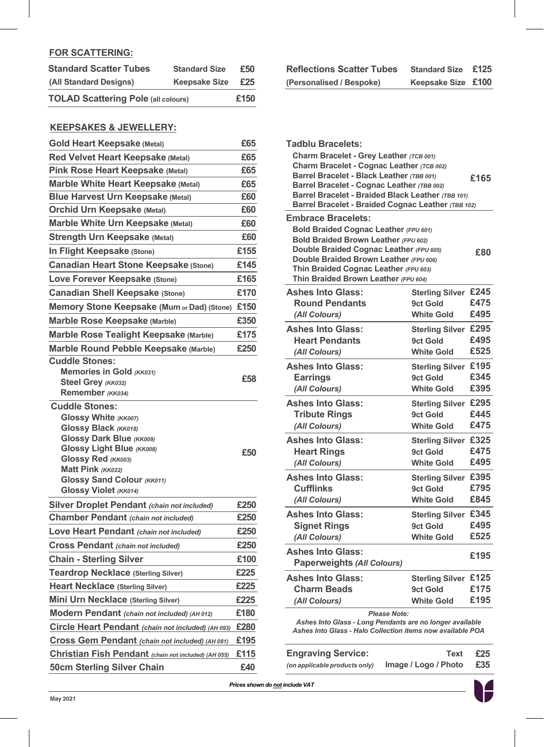## FOR SCATTERING:

| | | |
|---|---|---|
| **Standard Scatter Tubes** | Standard Size | £50 |
| **(All Standard Designs)** | Keepsake Size | £25 |
| **TOLAD Scattering Pole** (all colours) | | £150 |

| | | |
|---|---|---|
| **Reflections Scatter Tubes** | Standard Size | £125 |
| **(Personalised / Bespoke)** | Keepsake Size | £100 |

## KEEPSAKES & JEWELLERY:

| | |
|---|---|
| **Gold Heart Keepsake** (Metal) | £65 |
| **Red Velvet Heart Keepsake** (Metal) | £65 |
| **Pink Rose Heart Keepsake** (Metal) | £65 |
| **Marble White Heart Keepsake** (Metal) | £65 |
| **Blue Harvest Urn Keepsake** (Metal) | £60 |
| **Orchid Urn Keepsake** (Metal) | £60 |
| **Marble White Urn Keepsake** (Metal) | £60 |
| **Strength Urn Keepsake** (Metal) | £60 |
| **In Flight Keepsake** (Stone) | £155 |
| **Canadian Heart Stone Keepsake** (Stone) | £145 |
| **Love Forever Keepsake** (Stone) | £165 |
| **Canadian Shell Keepsake** (Stone) | £170 |
| **Memory Stone Keepsake** (Mum or Dad) (Stone) | £150 |
| **Marble Rose Keepsake** (Marble) | £350 |
| **Marble Rose Tealight Keepsake** (Marble) | £175 |
| **Marble Round Pebble Keepsake** (Marble) | £250 |
| **Cuddle Stones:** Memories in Gold *(KK031)*, Steel Grey *(KK032)*, Remember *(KK034)* | £58 |
| **Cuddle Stones:** Glossy White *(KK007)*, Glossy Black *(KK018)*, Glossy Dark Blue *(KK009)*, Glossy Light Blue *(KK008)*, Glossy Red *(KK003)*, Matt Pink *(KK022)*, Glossy Sand Colour *(KK011)*, Glossy Violet *(KK014)* | £50 |
| **Silver Droplet Pendant** *(chain not included)* | £250 |
| **Chamber Pendant** *(chain not included)* | £250 |
| **Love Heart Pendant** *(chain not included)* | £250 |
| **Cross Pendant** *(chain not included)* | £250 |
| **Chain - Sterling Silver** | £100 |
| **Teardrop Necklace** (Sterling Silver) | £225 |
| **Heart Necklace** (Sterling Silver) | £225 |
| **Mini Urn Necklace** (Sterling Silver) | £225 |
| **Modern Pendant** *(chain not included) (AH 012)* | £180 |
| **Circle Heart Pendant** *(chain not included) (AH 093)* | £280 |
| **Cross Gem Pendant** *(chain not included) (AH 081)* | £195 |
| **Christian Fish Pendant** *(chain not included) (AH 055)* | £115 |
| **50cm Sterling Silver Chain** | £40 |

| | |
|---|---|
| **Tadblu Bracelets:** Charm Bracelet - Grey Leather *(TCB 001)*, Charm Bracelet - Cognac Leather *(TCB 002)*, Barrel Bracelet - Black Leather *(TBB 001)*, Barrel Bracelet - Cognac Leather *(TBB 002)*, Barrel Bracelet - Braided Black Leather *(TBB 101)*, Barrel Bracelet - Braided Cognac Leather *(TBB 102)* | £165 |
| **Embrace Bracelets:** Bold Braided Cognac Leather *(FPU 601)*, Bold Braided Brown Leather *(FPU 602)*, Double Braided Cognac Leather *(FPU 605)*, Double Braided Brown Leather *(FPU 606)*, Thin Braided Cognac Leather *(FPU 603)*, Thin Braided Brown Leather *(FPU 604)* | £80 |

| Item | Sterling Silver | 9ct Gold | White Gold |
|---|---|---|---|
| **Ashes Into Glass: Round Pendants** *(All Colours)* | £245 | £475 | £495 |
| **Ashes Into Glass: Heart Pendants** *(All Colours)* | £295 | £495 | £525 |
| **Ashes Into Glass: Earrings** *(All Colours)* | £195 | £345 | £395 |
| **Ashes Into Glass: Tribute Rings** *(All Colours)* | £295 | £445 | £475 |
| **Ashes Into Glass: Heart Rings** *(All Colours)* | £325 | £475 | £495 |
| **Ashes Into Glass: Cufflinks** *(All Colours)* | £395 | £795 | £845 |
| **Ashes Into Glass: Signet Rings** *(All Colours)* | £345 | £495 | £525 |
| **Ashes Into Glass: Paperweights** *(All Colours)* | £195 | | |
| **Ashes Into Glass: Charm Beads** *(All Colours)* | £125 | £175 | £195 |

***Please Note:***
*Ashes Into Glass - Long Pendants are no longer available*
*Ashes Into Glass - Halo Collection items now available POA*

| | | |
|---|---|---|
| **Engraving Service:** | Text | £25 |
| *(on applicable products only)* | Image / Logo / Photo | £35 |

***Prices shown do not include VAT***

May 2021